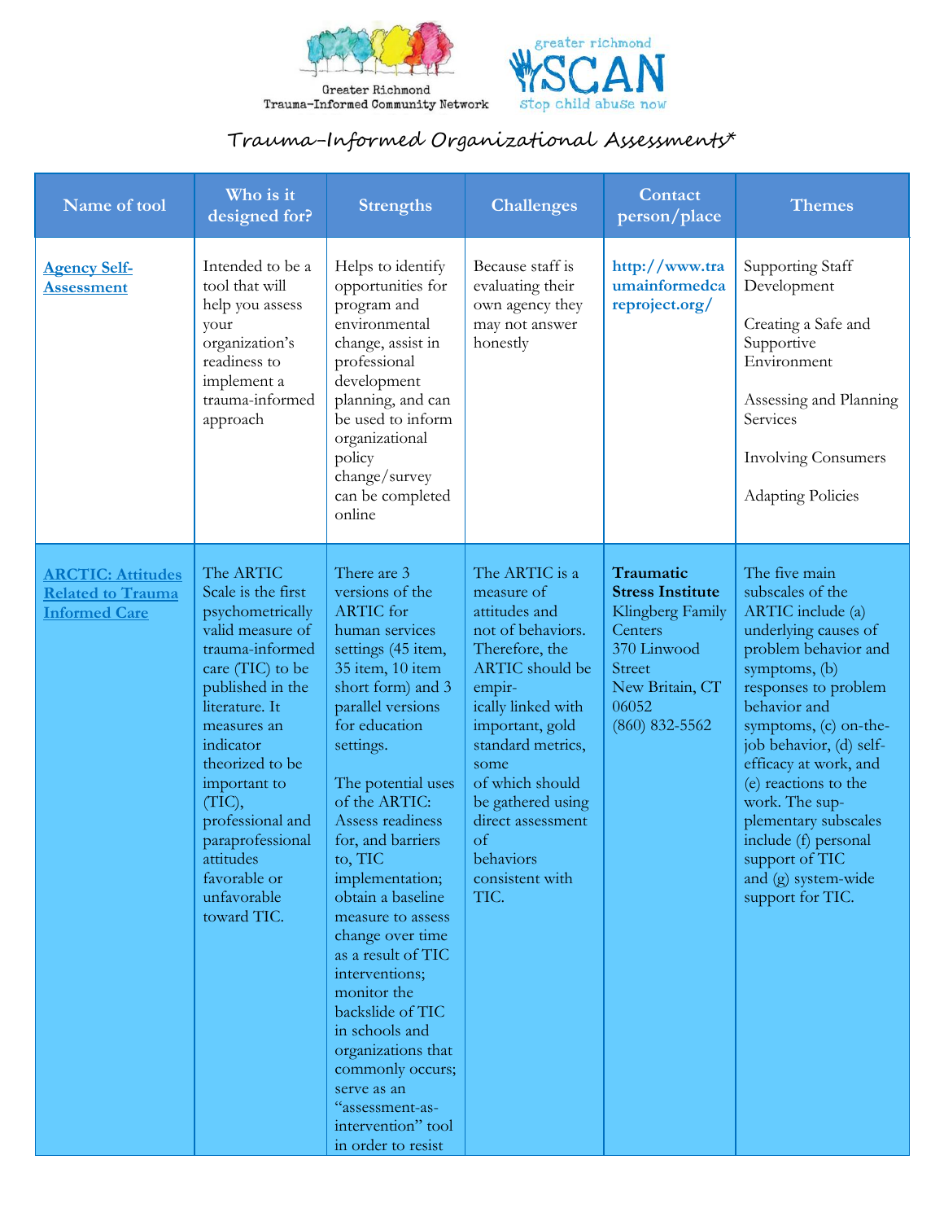Greater Richmond Trauma-Informed Community Network

greater richmond SCAN stop child abuse now

# Trauma-Informed Organizational Assessments*

| Name of tool | Who is it designed for? | Strengths | Challenges | Contact person/place | Themes |
|---|---|---|---|---|---|
| Agency Self-Assessment | Intended to be a tool that will help you assess your organization's readiness to implement a trauma-informed approach | Helps to identify opportunities for program and environmental change, assist in professional development planning, and can be used to inform organizational policy change/survey can be completed online | Because staff is evaluating their own agency they may not answer honestly | **http://www.traumainformedcareproject.org/** | Supporting Staff Development<br><br>Creating a Safe and Supportive Environment<br><br>Assessing and Planning Services<br><br>Involving Consumers<br><br>Adapting Policies |
| ARCTIC: Attitudes Related to Trauma Informed Care | The ARTIC Scale is the first psychometrically valid measure of trauma-informed care (TIC) to be published in the literature. It measures an indicator theorized to be important to (TIC), professional and paraprofessional attitudes favorable or unfavorable toward TIC. | There are 3 versions of the ARTIC for human services settings (45 item, 35 item, 10 item short form) and 3 parallel versions for education settings.<br><br>The potential uses of the ARTIC: Assess readiness for, and barriers to, TIC implementation; obtain a baseline measure to assess change over time as a result of TIC interventions; monitor the backslide of TIC in schools and organizations that commonly occurs; serve as an "assessment-as-intervention" tool in order to resist | The ARTIC is a measure of attitudes and not of behaviors. Therefore, the ARTIC should be empirically linked with important, gold standard metrics, some of which should be gathered using direct assessment of behaviors consistent with TIC. | **Traumatic Stress Institute**<br>Klingberg Family Centers<br>370 Linwood Street<br>New Britain, CT 06052<br>(860) 832-5562 | The five main subscales of the ARTIC include (a) underlying causes of problem behavior and symptoms, (b) responses to problem behavior and symptoms, (c) on-the-job behavior, (d) self-efficacy at work, and (e) reactions to the work. The supplementary subscales include (f) personal support of TIC and (g) system-wide support for TIC. |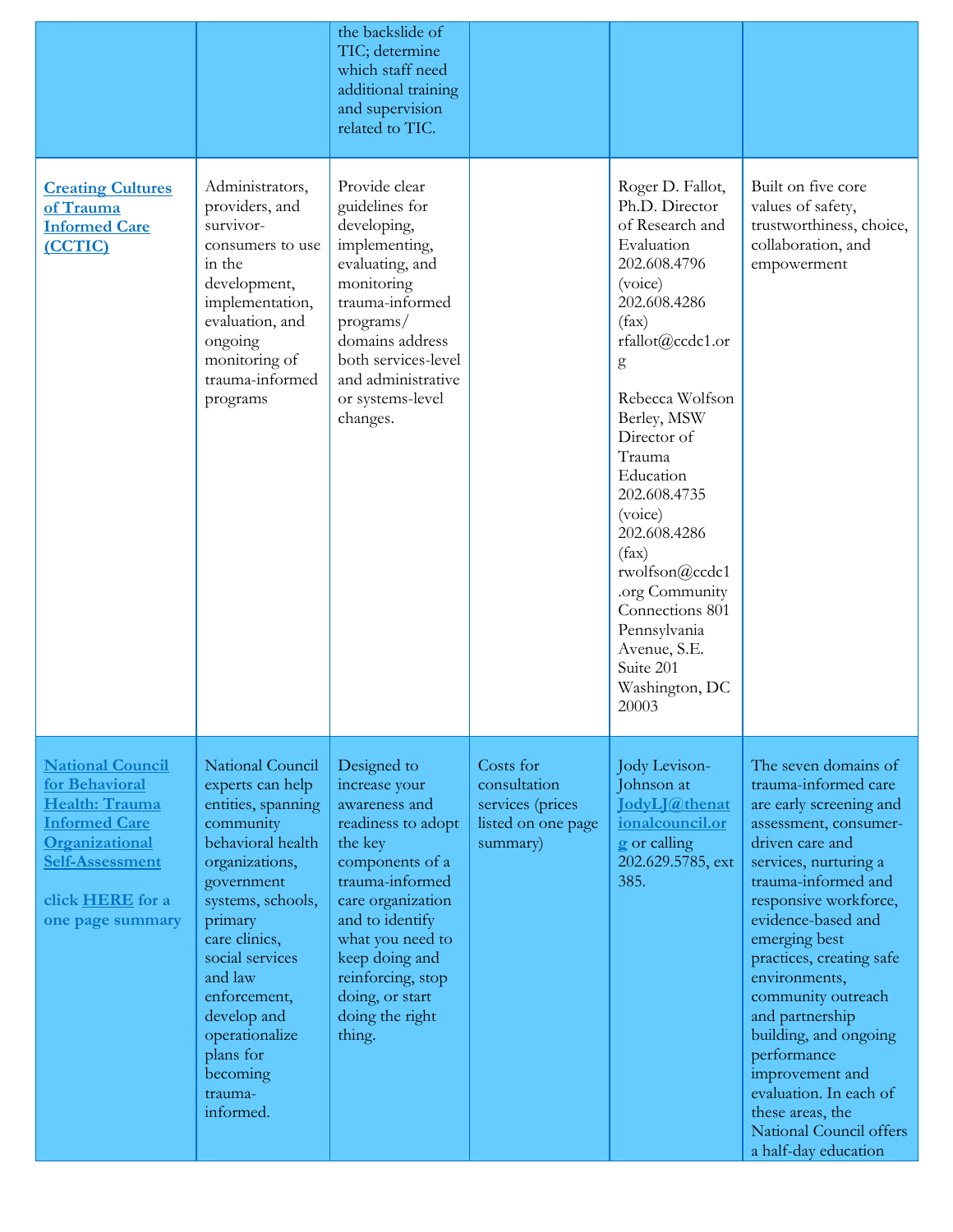| | | | | | |
|---|---|---|---|---|---|
| | | the backslide of TIC; determine which staff need additional training and supervision related to TIC. | | | |
| [Creating Cultures of Trauma Informed Care (CCTIC)]() | Administrators, providers, and survivor-consumers to use in the development, implementation, evaluation, and ongoing monitoring of trauma-informed programs | Provide clear guidelines for developing, implementing, evaluating, and monitoring trauma-informed programs/ domains address both services-level and administrative or systems-level changes. | | Roger D. Fallot, Ph.D. Director of Research and Evaluation 202.608.4796 (voice) 202.608.4286 (fax) rfallot@ccdc1.org<br><br>Rebecca Wolfson Berley, MSW Director of Trauma Education 202.608.4735 (voice) 202.608.4286 (fax) rwolfson@ccdc1.org Community Connections 801 Pennsylvania Avenue, S.E. Suite 201 Washington, DC 20003 | Built on five core values of safety, trustworthiness, choice, collaboration, and empowerment |
| [National Council for Behavioral Health: Trauma Informed Care Organizational Self-Assessment]()<br><br>click [HERE]() for a one page summary | National Council experts can help entities, spanning community behavioral health organizations, government systems, schools, primary care clinics, social services and law enforcement, develop and operationalize plans for becoming trauma-informed. | Designed to increase your awareness and readiness to adopt the key components of a trauma-informed care organization and to identify what you need to keep doing and reinforcing, stop doing, or start doing the right thing. | Costs for consultation services (prices listed on one page summary) | Jody Levison-Johnson at [JodyLJ@thenationalcouncil.org]() or calling 202.629.5785, ext 385. | The seven domains of trauma-informed care are early screening and assessment, consumer-driven care and services, nurturing a trauma-informed and responsive workforce, evidence-based and emerging best practices, creating safe environments, community outreach and partnership building, and ongoing performance improvement and evaluation. In each of these areas, the National Council offers a half-day education |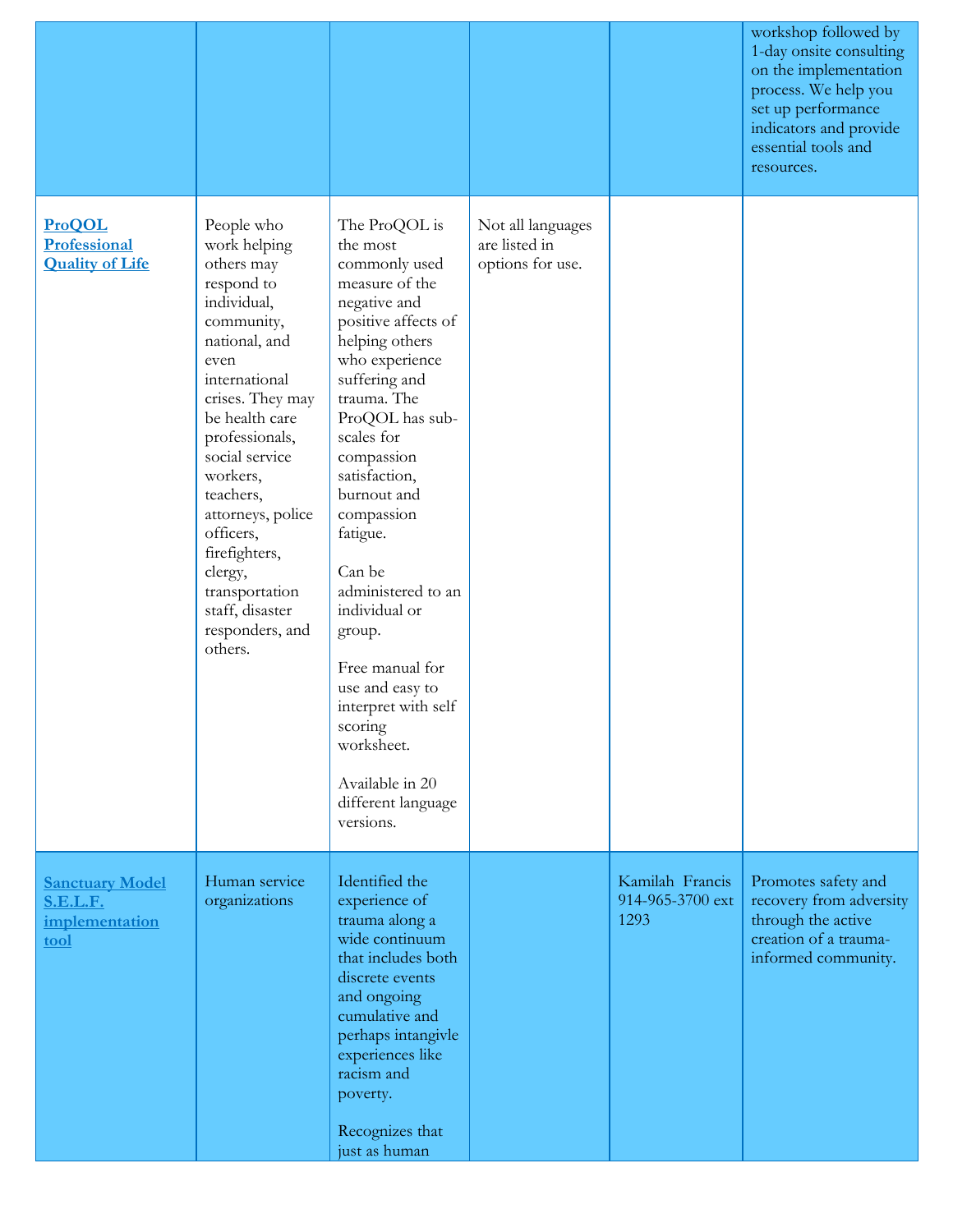| | | | | | |
|---|---|---|---|---|---|
| | | | | | workshop followed by 1-day onsite consulting on the implementation process. We help you set up performance indicators and provide essential tools and resources. |
| [ProQOL Professional Quality of Life]() | People who work helping others may respond to individual, community, national, and even international crises. They may be health care professionals, social service workers, teachers, attorneys, police officers, firefighters, clergy, transportation staff, disaster responders, and others. | The ProQOL is the most commonly used measure of the negative and positive affects of helping others who experience suffering and trauma. The ProQOL has sub-scales for compassion satisfaction, burnout and compassion fatigue.<br><br>Can be administered to an individual or group.<br><br>Free manual for use and easy to interpret with self scoring worksheet.<br><br>Available in 20 different language versions. | Not all languages are listed in options for use. | | |
| [Sanctuary Model S.E.L.F. implementation tool]() | Human service organizations | Identified the experience of trauma along a wide continuum that includes both discrete events and ongoing cumulative and perhaps intangivle experiences like racism and poverty.<br><br>Recognizes that just as human | | Kamilah Francis 914-965-3700 ext 1293 | Promotes safety and recovery from adversity through the active creation of a trauma-informed community. |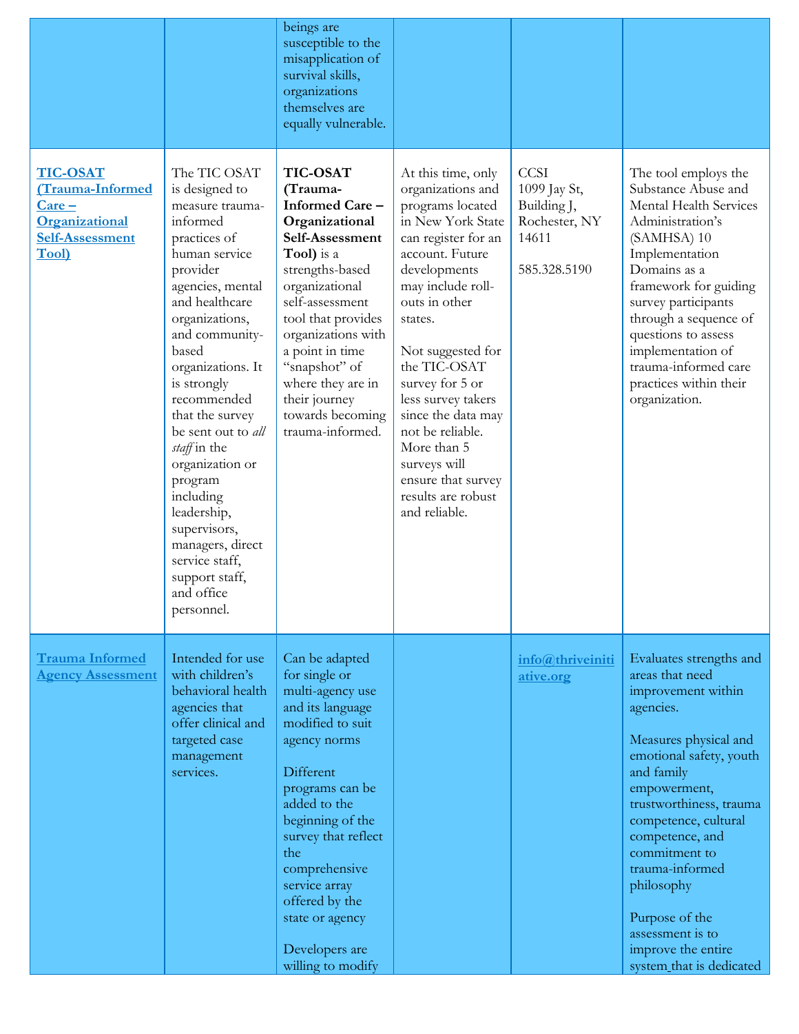| | | | | | |
|---|---|---|---|---|---|
| | | beings are susceptible to the misapplication of survival skills, organizations themselves are equally vulnerable. | | | |
| TIC-OSAT (Trauma-Informed Care – Organizational Self-Assessment Tool) | The TIC OSAT is designed to measure trauma-informed practices of human service provider agencies, mental and healthcare organizations, and community-based organizations. It is strongly recommended that the survey be sent out to *all staff* in the organization or program including leadership, supervisors, managers, direct service staff, support staff, and office personnel. | **TIC-OSAT (Trauma-Informed Care – Organizational Self-Assessment Tool)** is a strengths-based organizational self-assessment tool that provides organizations with a point in time "snapshot" of where they are in their journey towards becoming trauma-informed. | At this time, only organizations and programs located in New York State can register for an account. Future developments may include roll-outs in other states.<br><br>Not suggested for the TIC-OSAT survey for 5 or less survey takers since the data may not be reliable. More than 5 surveys will ensure that survey results are robust and reliable. | CCSI<br>1099 Jay St, Building J, Rochester, NY 14611<br><br>585.328.5190 | The tool employs the Substance Abuse and Mental Health Services Administration's (SAMHSA) 10 Implementation Domains as a framework for guiding survey participants through a sequence of questions to assess implementation of trauma-informed care practices within their organization. |
| Trauma Informed Agency Assessment | Intended for use with children's behavioral health agencies that offer clinical and targeted case management services. | Can be adapted for single or multi-agency use and its language modified to suit agency norms<br><br>Different programs can be added to the beginning of the survey that reflect the comprehensive service array offered by the state or agency<br><br>Developers are willing to modify | | info@thriveinitiative.org | Evaluates strengths and areas that need improvement within agencies.<br><br>Measures physical and emotional safety, youth and family empowerment, trustworthiness, trauma competence, cultural competence, and commitment to trauma-informed philosophy<br><br>Purpose of the assessment is to improve the entire system that is dedicated |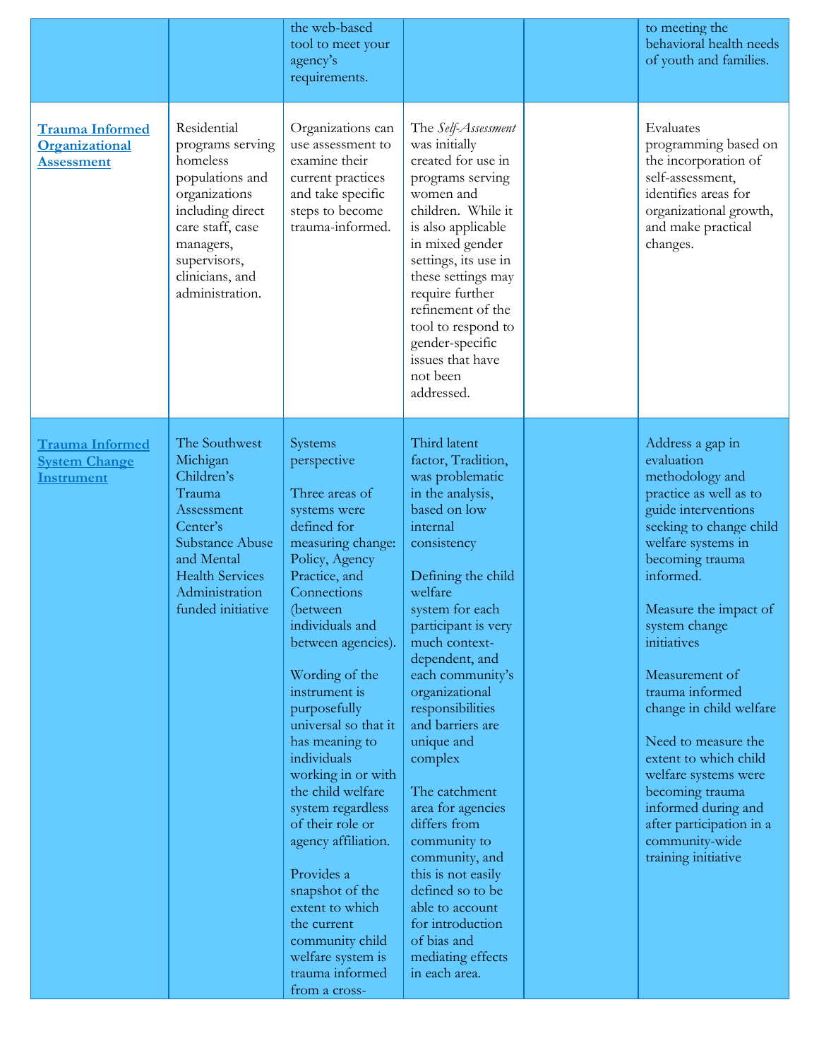| | | | | | |
|---|---|---|---|---|---|
| | | the web-based tool to meet your agency's requirements. | | | to meeting the behavioral health needs of youth and families. |
| **Trauma Informed Organizational Assessment** | Residential programs serving homeless populations and organizations including direct care staff, case managers, supervisors, clinicians, and administration. | Organizations can use assessment to examine their current practices and take specific steps to become trauma-informed. | The *Self-Assessment* was initially created for use in programs serving women and children. While it is also applicable in mixed gender settings, its use in these settings may require further refinement of the tool to respond to gender-specific issues that have not been addressed. | | Evaluates programming based on the incorporation of self-assessment, identifies areas for organizational growth, and make practical changes. |
| **Trauma Informed System Change Instrument** | The Southwest Michigan Children's Trauma Assessment Center's Substance Abuse and Mental Health Services Administration funded initiative | Systems perspective<br><br>Three areas of systems were defined for measuring change: Policy, Agency Practice, and Connections (between individuals and between agencies).<br><br>Wording of the instrument is purposefully universal so that it has meaning to individuals working in or with the child welfare system regardless of their role or agency affiliation.<br><br>Provides a snapshot of the extent to which the current community child welfare system is trauma informed from a cross- | Third latent factor, Tradition, was problematic in the analysis, based on low internal consistency<br><br>Defining the child welfare system for each participant is very much context-dependent, and each community's organizational responsibilities and barriers are unique and complex<br><br>The catchment area for agencies differs from community to community, and this is not easily defined so to be able to account for introduction of bias and mediating effects in each area. | | Address a gap in evaluation methodology and practice as well as to guide interventions seeking to change child welfare systems in becoming trauma informed.<br><br>Measure the impact of system change initiatives<br><br>Measurement of trauma informed change in child welfare<br><br>Need to measure the extent to which child welfare systems were becoming trauma informed during and after participation in a community-wide training initiative |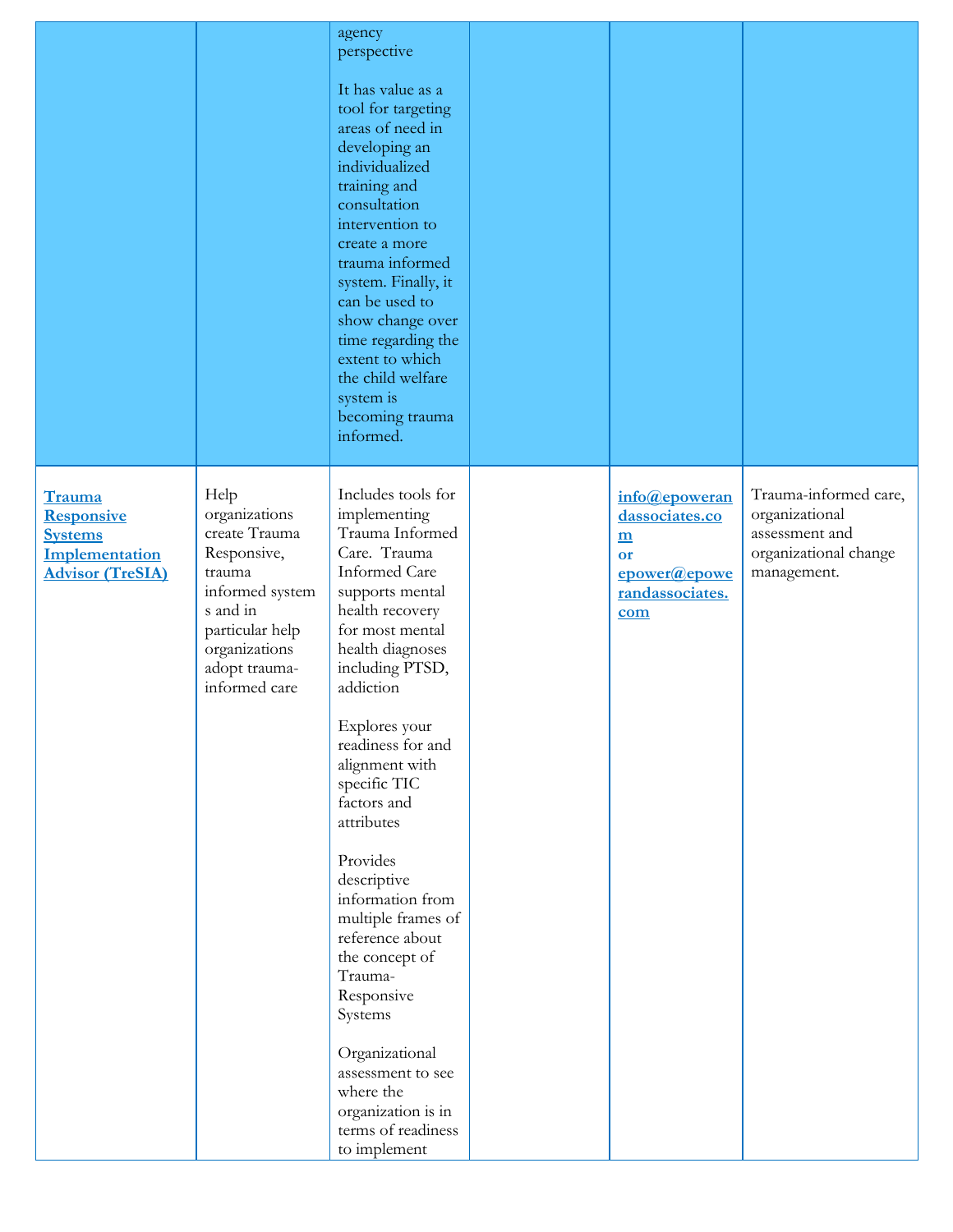|  |  |  |  |  |  |
|---|---|---|---|---|---|
|  |  | agency perspective<br><br>It has value as a tool for targeting areas of need in developing an individualized training and consultation intervention to create a more trauma informed system. Finally, it can be used to show change over time regarding the extent to which the child welfare system is becoming trauma informed. |  |  |  |
| **Trauma Responsive Systems Implementation Advisor (TreSIA)** | Help organizations create Trauma Responsive, trauma informed systems and in particular help organizations adopt trauma-informed care | Includes tools for implementing Trauma Informed Care. Trauma Informed Care supports mental health recovery for most mental health diagnoses including PTSD, addiction<br><br>Explores your readiness for and alignment with specific TIC factors and attributes<br><br>Provides descriptive information from multiple frames of reference about the concept of Trauma-Responsive Systems<br><br>Organizational assessment to see where the organization is in terms of readiness to implement |  | **info@epowerandassociates.com or epower@epowerandassociates.com** | Trauma-informed care, organizational assessment and organizational change management. |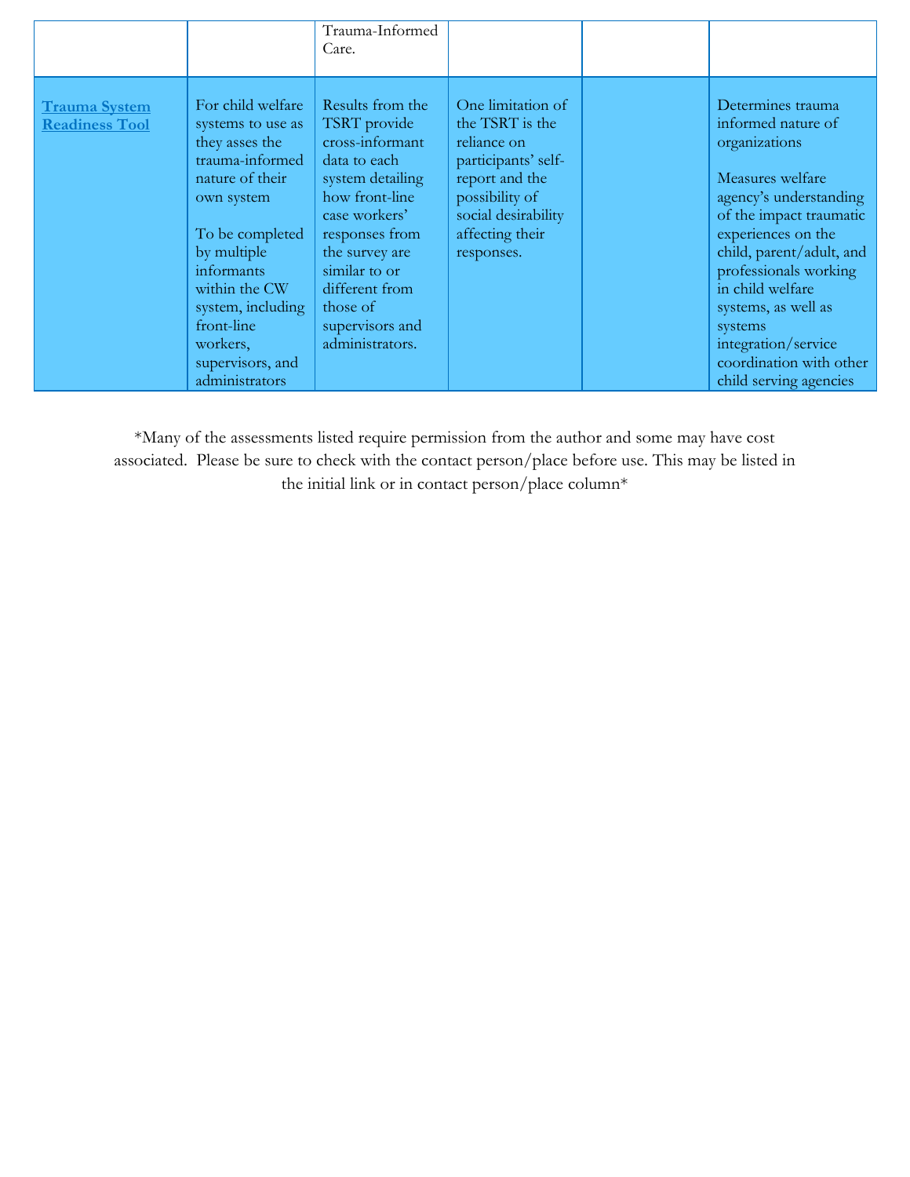| | | | | | |
|---|---|---|---|---|---|
| | | Trauma-Informed Care. | | | |
| Trauma System Readiness Tool | For child welfare systems to use as they asses the trauma-informed nature of their own system<br><br>To be completed by multiple informants within the CW system, including front-line workers, supervisors, and administrators | Results from the TSRT provide cross-informant data to each system detailing how front-line case workers' responses from the survey are similar to or different from those of supervisors and administrators. | One limitation of the TSRT is the reliance on participants' self-report and the possibility of social desirability affecting their responses. | | Determines trauma informed nature of organizations<br><br>Measures welfare agency's understanding of the impact traumatic experiences on the child, parent/adult, and professionals working in child welfare systems, as well as systems integration/service coordination with other child serving agencies |

*Many of the assessments listed require permission from the author and some may have cost associated. Please be sure to check with the contact person/place before use. This may be listed in the initial link or in contact person/place column*